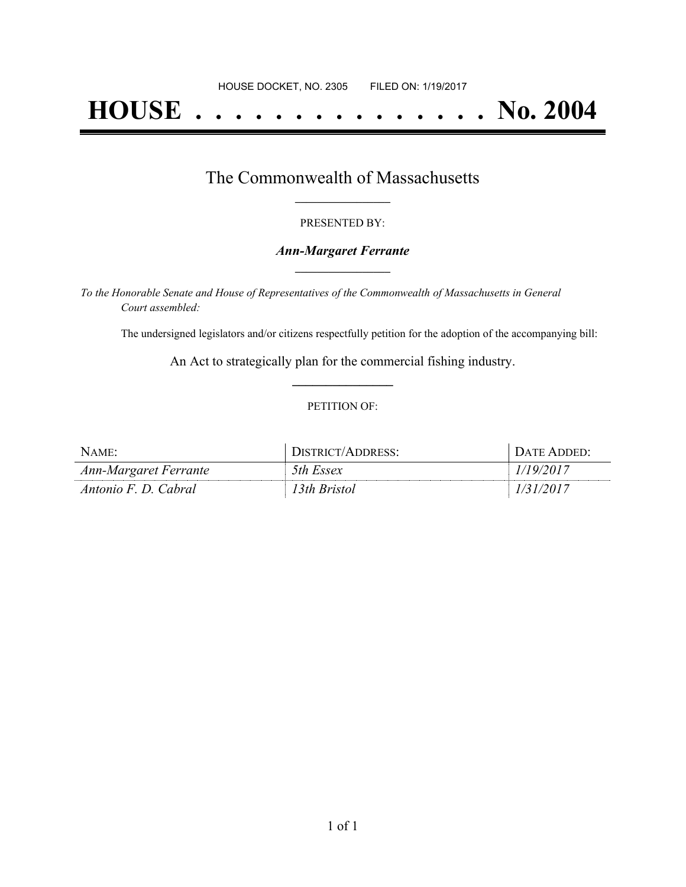HOUSE DOCKET, NO. 2305 FILED ON: 1/19/2017

# HOUSE . . . . . . . . . . . . . . . No. 2004

## The Commonwealth of Massachusetts

PRESENTED BY:

***Ann-Margaret Ferrante***

*To the Honorable Senate and House of Representatives of the Commonwealth of Massachusetts in General Court assembled:*

The undersigned legislators and/or citizens respectfully petition for the adoption of the accompanying bill:

An Act to strategically plan for the commercial fishing industry.

PETITION OF:

| NAME: | DISTRICT/ADDRESS: | DATE ADDED: |
|---|---|---|
| *Ann-Margaret Ferrante* | *5th Essex* | *1/19/2017* |
| *Antonio F. D. Cabral* | *13th Bristol* | *1/31/2017* |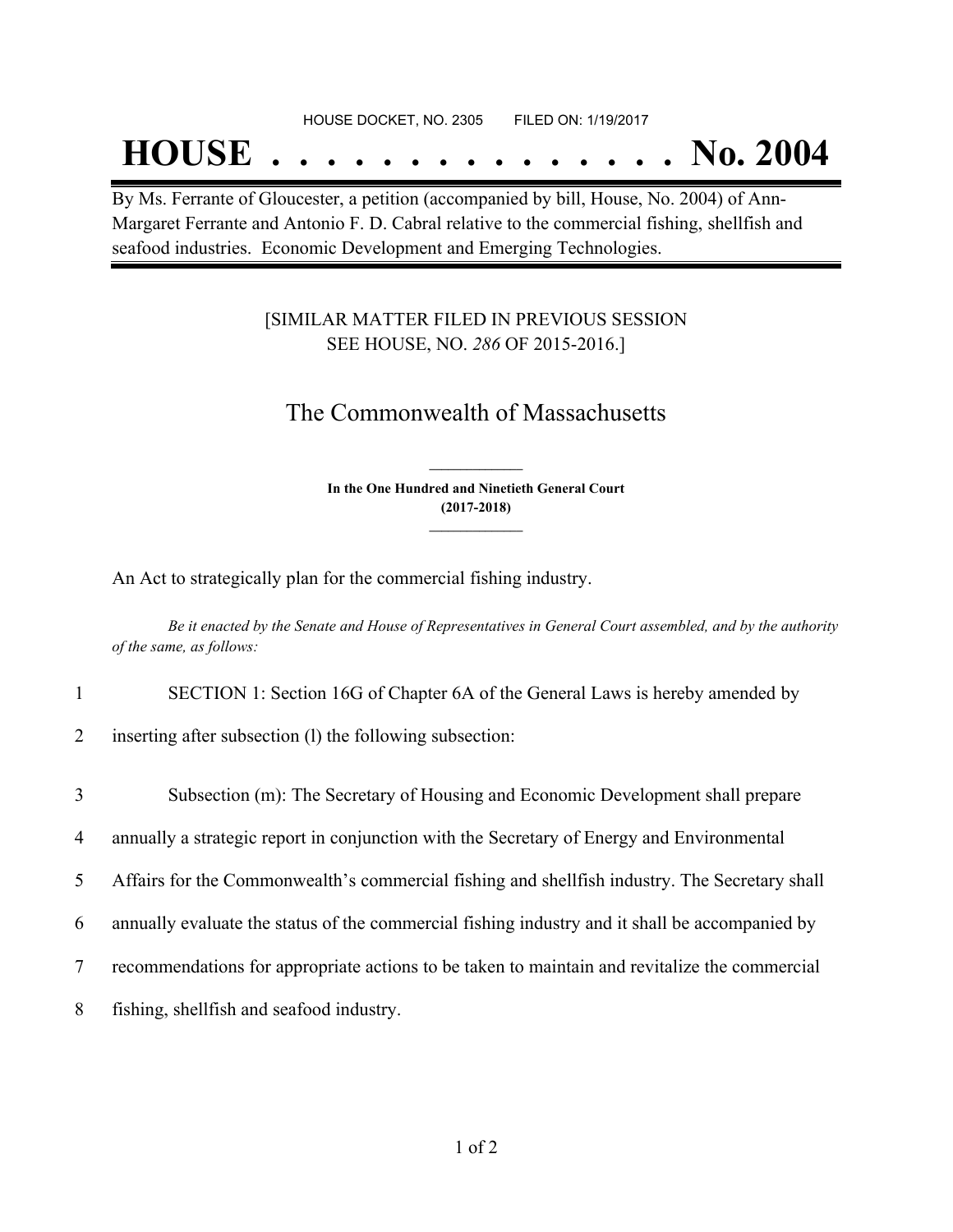HOUSE DOCKET, NO. 2305 FILED ON: 1/19/2017

# HOUSE . . . . . . . . . . . . . . . No. 2004

By Ms. Ferrante of Gloucester, a petition (accompanied by bill, House, No. 2004) of Ann-Margaret Ferrante and Antonio F. D. Cabral relative to the commercial fishing, shellfish and seafood industries. Economic Development and Emerging Technologies.

[SIMILAR MATTER FILED IN PREVIOUS SESSION SEE HOUSE, NO. *286* OF 2015-2016.]

## The Commonwealth of Massachusetts

**In the One Hundred and Ninetieth General Court (2017-2018)**

An Act to strategically plan for the commercial fishing industry.

*Be it enacted by the Senate and House of Representatives in General Court assembled, and by the authority of the same, as follows:*

1 SECTION 1: Section 16G of Chapter 6A of the General Laws is hereby amended by
2 inserting after subsection (l) the following subsection:

3 Subsection (m): The Secretary of Housing and Economic Development shall prepare
4 annually a strategic report in conjunction with the Secretary of Energy and Environmental
5 Affairs for the Commonwealth's commercial fishing and shellfish industry. The Secretary shall
6 annually evaluate the status of the commercial fishing industry and it shall be accompanied by
7 recommendations for appropriate actions to be taken to maintain and revitalize the commercial
8 fishing, shellfish and seafood industry.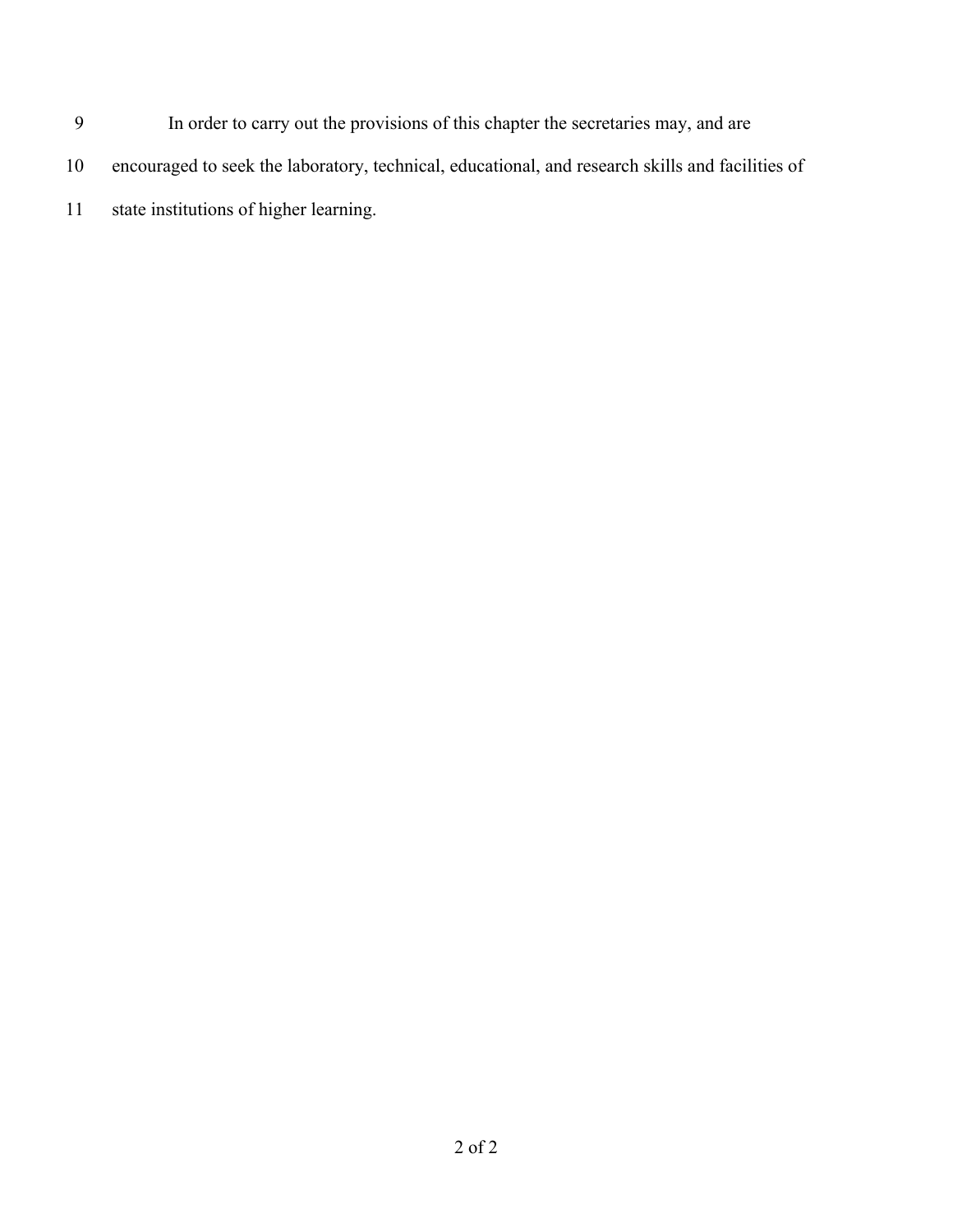In order to carry out the provisions of this chapter the secretaries may, and are encouraged to seek the laboratory, technical, educational, and research skills and facilities of state institutions of higher learning.